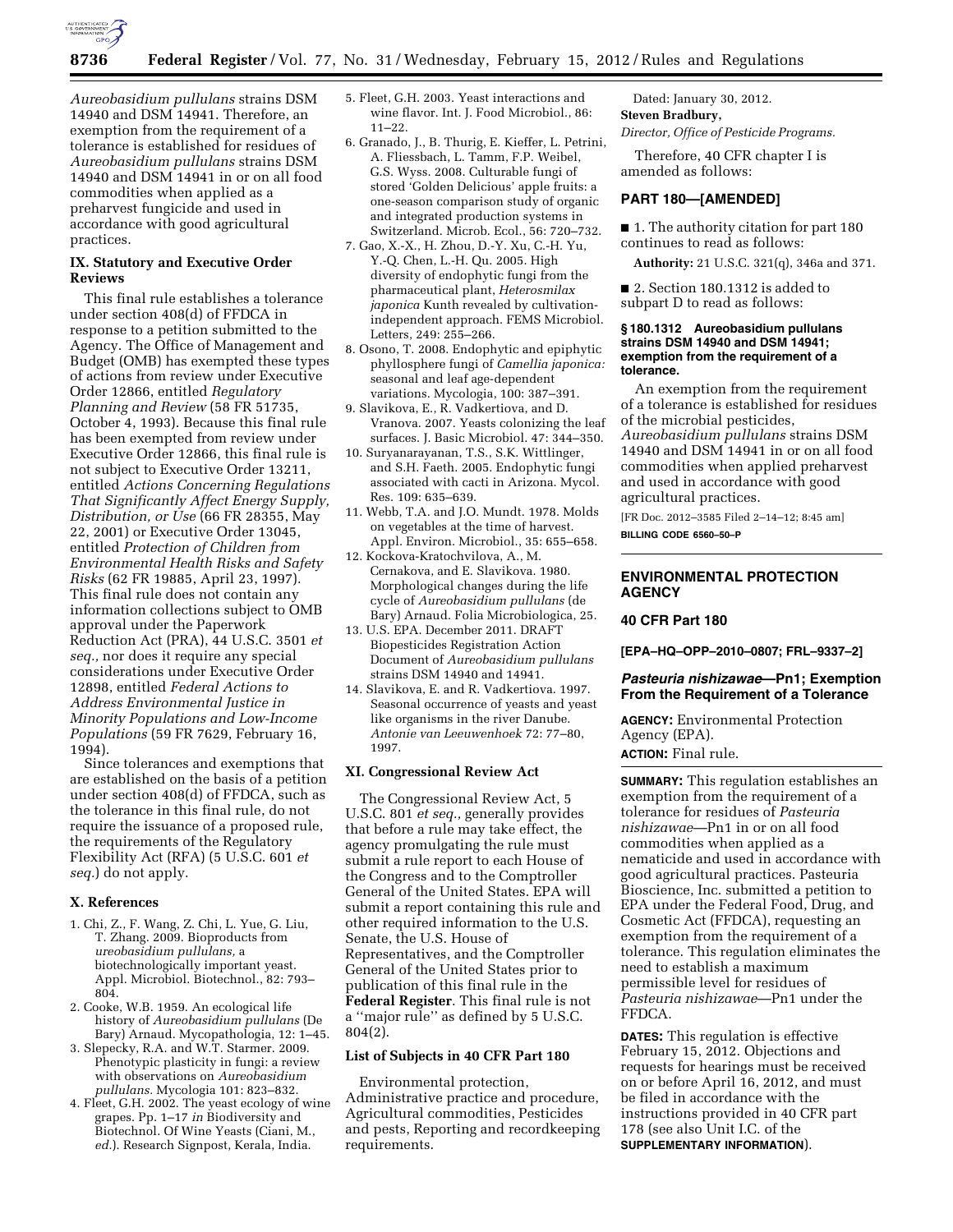*Aureobasidium pullulans* strains DSM 14940 and DSM 14941. Therefore, an exemption from the requirement of a tolerance is established for residues of *Aureobasidium pullulans* strains DSM 14940 and DSM 14941 in or on all food commodities when applied as a preharvest fungicide and used in accordance with good agricultural practices.

## IX. Statutory and Executive Order Reviews

This final rule establishes a tolerance under section 408(d) of FFDCA in response to a petition submitted to the Agency. The Office of Management and Budget (OMB) has exempted these types of actions from review under Executive Order 12866, entitled *Regulatory Planning and Review* (58 FR 51735, October 4, 1993). Because this final rule has been exempted from review under Executive Order 12866, this final rule is not subject to Executive Order 13211, entitled *Actions Concerning Regulations That Significantly Affect Energy Supply, Distribution, or Use* (66 FR 28355, May 22, 2001) or Executive Order 13045, entitled *Protection of Children from Environmental Health Risks and Safety Risks* (62 FR 19885, April 23, 1997). This final rule does not contain any information collections subject to OMB approval under the Paperwork Reduction Act (PRA), 44 U.S.C. 3501 *et seq.,* nor does it require any special considerations under Executive Order 12898, entitled *Federal Actions to Address Environmental Justice in Minority Populations and Low-Income Populations* (59 FR 7629, February 16, 1994).

Since tolerances and exemptions that are established on the basis of a petition under section 408(d) of FFDCA, such as the tolerance in this final rule, do not require the issuance of a proposed rule, the requirements of the Regulatory Flexibility Act (RFA) (5 U.S.C. 601 *et seq.*) do not apply.

## X. References

1. Chi, Z., F. Wang, Z. Chi, L. Yue, G. Liu, T. Zhang. 2009. Bioproducts from *ureobasidium pullulans,* a biotechnologically important yeast. Appl. Microbiol. Biotechnol., 82: 793–804.
2. Cooke, W.B. 1959. An ecological life history of *Aureobasidium pullulans* (De Bary) Arnaud. Mycopathologia, 12: 1–45.
3. Slepecky, R.A. and W.T. Starmer. 2009. Phenotypic plasticity in fungi: a review with observations on *Aureobasidium pullulans.* Mycologia 101: 823–832.
4. Fleet, G.H. 2002. The yeast ecology of wine grapes. Pp. 1–17 *in* Biodiversity and Biotechnol. Of Wine Yeasts (Ciani, M., *ed.*). Research Signpost, Kerala, India.
5. Fleet, G.H. 2003. Yeast interactions and wine flavor. Int. J. Food Microbiol., 86: 11–22.
6. Granado, J., B. Thurig, E. Kieffer, L. Petrini, A. Fliessbach, L. Tamm, F.P. Weibel, G.S. Wyss. 2008. Culturable fungi of stored 'Golden Delicious' apple fruits: a one-season comparison study of organic and integrated production systems in Switzerland. Microb. Ecol., 56: 720–732.
7. Gao, X.-X., H. Zhou, D.-Y. Xu, C.-H. Yu, Y.-Q. Chen, L.-H. Qu. 2005. High diversity of endophytic fungi from the pharmaceutical plant, *Heterosmilax japonica* Kunth revealed by cultivation-independent approach. FEMS Microbiol. Letters, 249: 255–266.
8. Osono, T. 2008. Endophytic and epiphytic phyllosphere fungi of *Camellia japonica:* seasonal and leaf age-dependent variations. Mycologia, 100: 387–391.
9. Slavikova, E., R. Vadkertiova, and D. Vranova. 2007. Yeasts colonizing the leaf surfaces. J. Basic Microbiol. 47: 344–350.
10. Suryanarayanan, T.S., S.K. Wittlinger, and S.H. Faeth. 2005. Endophytic fungi associated with cacti in Arizona. Mycol. Res. 109: 635–639.
11. Webb, T.A. and J.O. Mundt. 1978. Molds on vegetables at the time of harvest. Appl. Environ. Microbiol., 35: 655–658.
12. Kockova-Kratochvilova, A., M. Cernakova, and E. Slavikova. 1980. Morphological changes during the life cycle of *Aureobasidium pullulans* (de Bary) Arnaud. Folia Microbiologica, 25.
13. U.S. EPA. December 2011. DRAFT Biopesticides Registration Action Document of *Aureobasidium pullulans* strains DSM 14940 and 14941.
14. Slavikova, E. and R. Vadkertiova. 1997. Seasonal occurrence of yeasts and yeast like organisms in the river Danube. *Antonie van Leeuwenhoek* 72: 77–80, 1997.

## XI. Congressional Review Act

The Congressional Review Act, 5 U.S.C. 801 *et seq.,* generally provides that before a rule may take effect, the agency promulgating the rule must submit a rule report to each House of the Congress and to the Comptroller General of the United States. EPA will submit a report containing this rule and other required information to the U.S. Senate, the U.S. House of Representatives, and the Comptroller General of the United States prior to publication of this final rule in the **Federal Register**. This final rule is not a ''major rule'' as defined by 5 U.S.C. 804(2).

### List of Subjects in 40 CFR Part 180

Environmental protection, Administrative practice and procedure, Agricultural commodities, Pesticides and pests, Reporting and recordkeeping requirements.

Dated: January 30, 2012.

**Steven Bradbury,**

*Director, Office of Pesticide Programs.*

Therefore, 40 CFR chapter I is amended as follows:

## PART 180—[AMENDED]

■ 1. The authority citation for part 180 continues to read as follows:

**Authority:** 21 U.S.C. 321(q), 346a and 371.

■ 2. Section 180.1312 is added to subpart D to read as follows:

#### § 180.1312 Aureobasidium pullulans strains DSM 14940 and DSM 14941; exemption from the requirement of a tolerance.

An exemption from the requirement of a tolerance is established for residues of the microbial pesticides, *Aureobasidium pullulans* strains DSM 14940 and DSM 14941 in or on all food commodities when applied preharvest and used in accordance with good agricultural practices.

[FR Doc. 2012–3585 Filed 2–14–12; 8:45 am]

**BILLING CODE 6560–50–P**

---

## ENVIRONMENTAL PROTECTION AGENCY

### 40 CFR Part 180

**[EPA–HQ–OPP–2010–0807; FRL–9337–2]**

### *Pasteuria nishizawae*—Pn1; Exemption From the Requirement of a Tolerance

**AGENCY:** Environmental Protection Agency (EPA).

**ACTION:** Final rule.

**SUMMARY:** This regulation establishes an exemption from the requirement of a tolerance for residues of *Pasteuria nishizawae*—Pn1 in or on all food commodities when applied as a nematicide and used in accordance with good agricultural practices. Pasteuria Bioscience, Inc. submitted a petition to EPA under the Federal Food, Drug, and Cosmetic Act (FFDCA), requesting an exemption from the requirement of a tolerance. This regulation eliminates the need to establish a maximum permissible level for residues of *Pasteuria nishizawae*—Pn1 under the FFDCA.

**DATES:** This regulation is effective February 15, 2012. Objections and requests for hearings must be received on or before April 16, 2012, and must be filed in accordance with the instructions provided in 40 CFR part 178 (see also Unit I.C. of the **SUPPLEMENTARY INFORMATION**).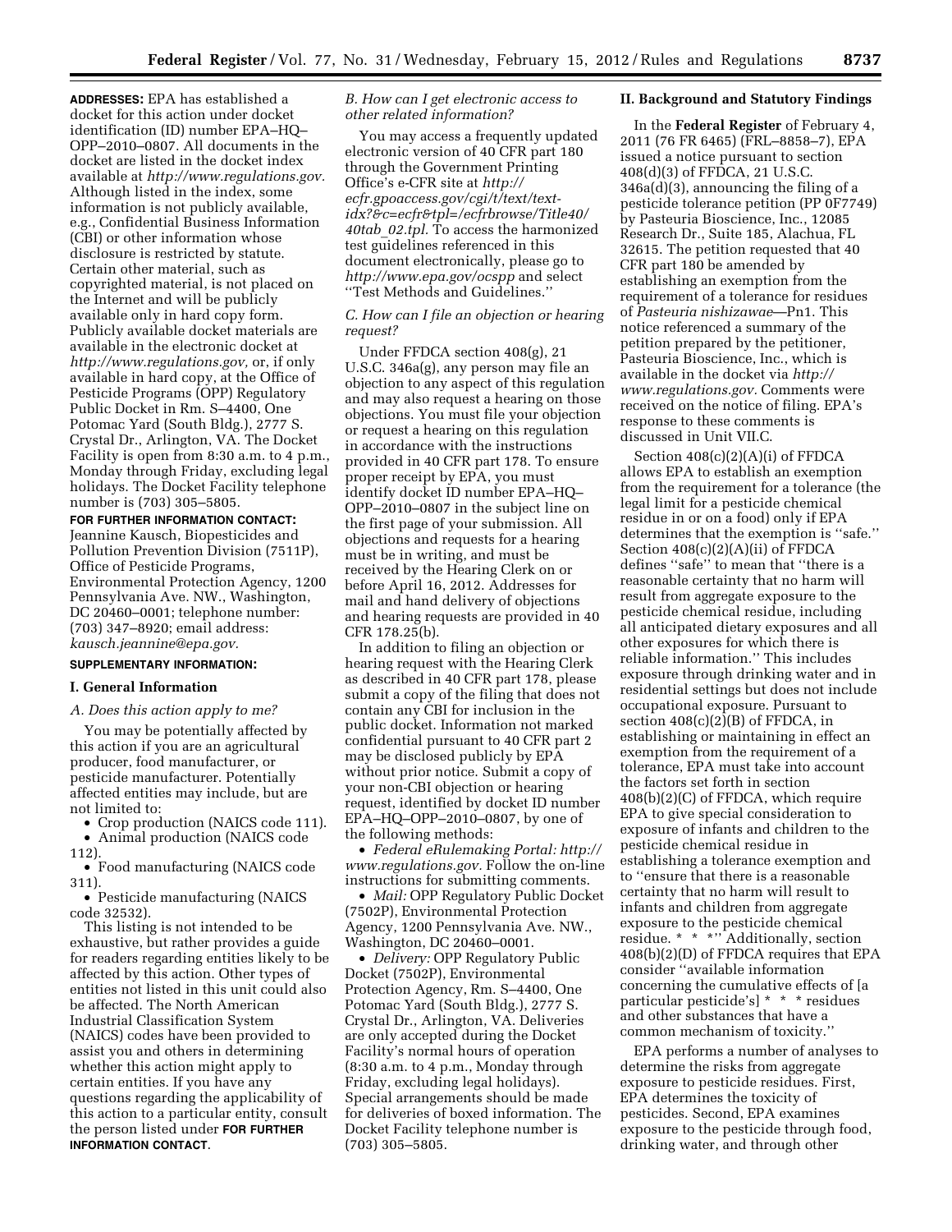**ADDRESSES:** EPA has established a docket for this action under docket identification (ID) number EPA–HQ–OPP–2010–0807. All documents in the docket are listed in the docket index available at *http://www.regulations.gov*. Although listed in the index, some information is not publicly available, e.g., Confidential Business Information (CBI) or other information whose disclosure is restricted by statute. Certain other material, such as copyrighted material, is not placed on the Internet and will be publicly available only in hard copy form. Publicly available docket materials are available in the electronic docket at *http://www.regulations.gov,* or, if only available in hard copy, at the Office of Pesticide Programs (OPP) Regulatory Public Docket in Rm. S–4400, One Potomac Yard (South Bldg.), 2777 S. Crystal Dr., Arlington, VA. The Docket Facility is open from 8:30 a.m. to 4 p.m., Monday through Friday, excluding legal holidays. The Docket Facility telephone number is (703) 305–5805.

**FOR FURTHER INFORMATION CONTACT:** Jeannine Kausch, Biopesticides and Pollution Prevention Division (7511P), Office of Pesticide Programs, Environmental Protection Agency, 1200 Pennsylvania Ave. NW., Washington, DC 20460–0001; telephone number: (703) 347–8920; email address: *kausch.jeannine@epa.gov.*

**SUPPLEMENTARY INFORMATION:**

## I. General Information

### *A. Does this action apply to me?*

You may be potentially affected by this action if you are an agricultural producer, food manufacturer, or pesticide manufacturer. Potentially affected entities may include, but are not limited to:

- Crop production (NAICS code 111).
- Animal production (NAICS code 112).
- Food manufacturing (NAICS code 311).
- Pesticide manufacturing (NAICS code 32532).

This listing is not intended to be exhaustive, but rather provides a guide for readers regarding entities likely to be affected by this action. Other types of entities not listed in this unit could also be affected. The North American Industrial Classification System (NAICS) codes have been provided to assist you and others in determining whether this action might apply to certain entities. If you have any questions regarding the applicability of this action to a particular entity, consult the person listed under **FOR FURTHER INFORMATION CONTACT**.

### *B. How can I get electronic access to other related information?*

You may access a frequently updated electronic version of 40 CFR part 180 through the Government Printing Office's e-CFR site at *http://ecfr.gpoaccess.gov/cgi/t/text/text-idx?&c=ecfr&tpl=/ecfrbrowse/Title40/40tab_02.tpl.* To access the harmonized test guidelines referenced in this document electronically, please go to *http://www.epa.gov/ocspp* and select ''Test Methods and Guidelines.''

### *C. How can I file an objection or hearing request?*

Under FFDCA section 408(g), 21 U.S.C. 346a(g), any person may file an objection to any aspect of this regulation and may also request a hearing on those objections. You must file your objection or request a hearing on this regulation in accordance with the instructions provided in 40 CFR part 178. To ensure proper receipt by EPA, you must identify docket ID number EPA–HQ–OPP–2010–0807 in the subject line on the first page of your submission. All objections and requests for a hearing must be in writing, and must be received by the Hearing Clerk on or before April 16, 2012. Addresses for mail and hand delivery of objections and hearing requests are provided in 40 CFR 178.25(b).

In addition to filing an objection or hearing request with the Hearing Clerk as described in 40 CFR part 178, please submit a copy of the filing that does not contain any CBI for inclusion in the public docket. Information not marked confidential pursuant to 40 CFR part 2 may be disclosed publicly by EPA without prior notice. Submit a copy of your non-CBI objection or hearing request, identified by docket ID number EPA–HQ–OPP–2010–0807, by one of the following methods:

- *Federal eRulemaking Portal: http://www.regulations.gov.* Follow the on-line instructions for submitting comments.
- *Mail:* OPP Regulatory Public Docket (7502P), Environmental Protection Agency, 1200 Pennsylvania Ave. NW., Washington, DC 20460–0001.
- *Delivery:* OPP Regulatory Public Docket (7502P), Environmental Protection Agency, Rm. S–4400, One Potomac Yard (South Bldg.), 2777 S. Crystal Dr., Arlington, VA. Deliveries are only accepted during the Docket Facility's normal hours of operation (8:30 a.m. to 4 p.m., Monday through Friday, excluding legal holidays). Special arrangements should be made for deliveries of boxed information. The Docket Facility telephone number is (703) 305–5805.

## II. Background and Statutory Findings

In the **Federal Register** of February 4, 2011 (76 FR 6465) (FRL–8858–7), EPA issued a notice pursuant to section 408(d)(3) of FFDCA, 21 U.S.C. 346a(d)(3), announcing the filing of a pesticide tolerance petition (PP 0F7749) by Pasteuria Bioscience, Inc., 12085 Research Dr., Suite 185, Alachua, FL 32615. The petition requested that 40 CFR part 180 be amended by establishing an exemption from the requirement of a tolerance for residues of *Pasteuria nishizawae*—Pn1. This notice referenced a summary of the petition prepared by the petitioner, Pasteuria Bioscience, Inc., which is available in the docket via *http://www.regulations.gov.* Comments were received on the notice of filing. EPA's response to these comments is discussed in Unit VII.C.

Section 408(c)(2)(A)(i) of FFDCA allows EPA to establish an exemption from the requirement for a tolerance (the legal limit for a pesticide chemical residue in or on a food) only if EPA determines that the exemption is ''safe.'' Section 408(c)(2)(A)(ii) of FFDCA defines ''safe'' to mean that ''there is a reasonable certainty that no harm will result from aggregate exposure to the pesticide chemical residue, including all anticipated dietary exposures and all other exposures for which there is reliable information.'' This includes exposure through drinking water and in residential settings but does not include occupational exposure. Pursuant to section 408(c)(2)(B) of FFDCA, in establishing or maintaining in effect an exemption from the requirement of a tolerance, EPA must take into account the factors set forth in section 408(b)(2)(C) of FFDCA, which require EPA to give special consideration to exposure of infants and children to the pesticide chemical residue in establishing a tolerance exemption and to ''ensure that there is a reasonable certainty that no harm will result to infants and children from aggregate exposure to the pesticide chemical residue. * * *'' Additionally, section 408(b)(2)(D) of FFDCA requires that EPA consider ''available information concerning the cumulative effects of [a particular pesticide's] * * * residues and other substances that have a common mechanism of toxicity.''

EPA performs a number of analyses to determine the risks from aggregate exposure to pesticide residues. First, EPA determines the toxicity of pesticides. Second, EPA examines exposure to the pesticide through food, drinking water, and through other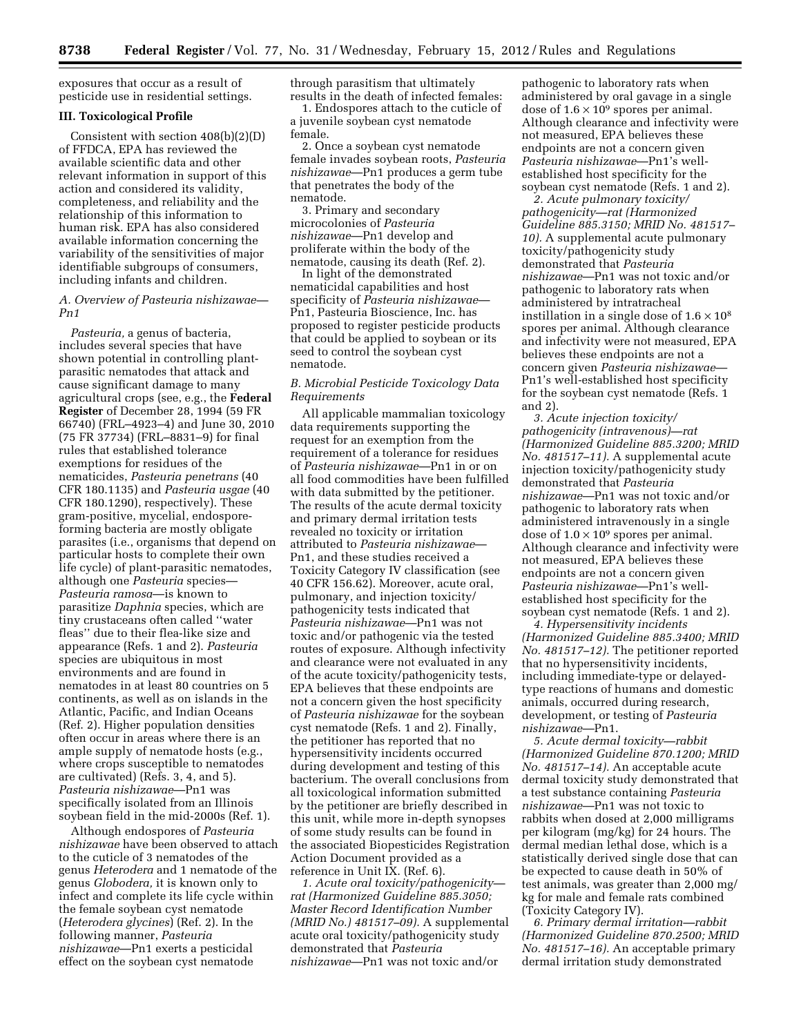exposures that occur as a result of pesticide use in residential settings.

## III. Toxicological Profile

Consistent with section 408(b)(2)(D) of FFDCA, EPA has reviewed the available scientific data and other relevant information in support of this action and considered its validity, completeness, and reliability and the relationship of this information to human risk. EPA has also considered available information concerning the variability of the sensitivities of major identifiable subgroups of consumers, including infants and children.

### A. Overview of *Pasteuria nishizawae*—Pn1

*Pasteuria,* a genus of bacteria, includes several species that have shown potential in controlling plant-parasitic nematodes that attack and cause significant damage to many agricultural crops (see, e.g., the **Federal Register** of December 28, 1994 (59 FR 66740) (FRL–4923–4) and June 30, 2010 (75 FR 37734) (FRL–8831–9) for final rules that established tolerance exemptions for residues of the nematicides, *Pasteuria penetrans* (40 CFR 180.1135) and *Pasteuria usgae* (40 CFR 180.1290), respectively). These gram-positive, mycelial, endospore-forming bacteria are mostly obligate parasites (i.e., organisms that depend on particular hosts to complete their own life cycle) of plant-parasitic nematodes, although one *Pasteuria* species—*Pasteuria ramosa*—is known to parasitize *Daphnia* species, which are tiny crustaceans often called "water fleas" due to their flea-like size and appearance (Refs. 1 and 2). *Pasteuria* species are ubiquitous in most environments and are found in nematodes in at least 80 countries on 5 continents, as well as on islands in the Atlantic, Pacific, and Indian Oceans (Ref. 2). Higher population densities often occur in areas where there is an ample supply of nematode hosts (e.g., where crops susceptible to nematodes are cultivated) (Refs. 3, 4, and 5). *Pasteuria nishizawae*—Pn1 was specifically isolated from an Illinois soybean field in the mid-2000s (Ref. 1).

Although endospores of *Pasteuria nishizawae* have been observed to attach to the cuticle of 3 nematodes of the genus *Heterodera* and 1 nematode of the genus *Globodera,* it is known only to infect and complete its life cycle within the female soybean cyst nematode (*Heterodera glycines*) (Ref. 2). In the following manner, *Pasteuria nishizawae*—Pn1 exerts a pesticidal effect on the soybean cyst nematode through parasitism that ultimately results in the death of infected females:

1. Endospores attach to the cuticle of a juvenile soybean cyst nematode female.
2. Once a soybean cyst nematode female invades soybean roots, *Pasteuria nishizawae*—Pn1 produces a germ tube that penetrates the body of the nematode.
3. Primary and secondary microcolonies of *Pasteuria nishizawae*—Pn1 develop and proliferate within the body of the nematode, causing its death (Ref. 2).

In light of the demonstrated nematicidal capabilities and host specificity of *Pasteuria nishizawae*—Pn1, Pasteuria Bioscience, Inc. has proposed to register pesticide products that could be applied to soybean or its seed to control the soybean cyst nematode.

### B. Microbial Pesticide Toxicology Data Requirements

All applicable mammalian toxicology data requirements supporting the request for an exemption from the requirement of a tolerance for residues of *Pasteuria nishizawae*—Pn1 in or on all food commodities have been fulfilled with data submitted by the petitioner. The results of the acute dermal toxicity and primary dermal irritation tests revealed no toxicity or irritation attributed to *Pasteuria nishizawae*—Pn1, and these studies received a Toxicity Category IV classification (see 40 CFR 156.62). Moreover, acute oral, pulmonary, and injection toxicity/pathogenicity tests indicated that *Pasteuria nishizawae*—Pn1 was not toxic and/or pathogenic via the tested routes of exposure. Although infectivity and clearance were not evaluated in any of the acute toxicity/pathogenicity tests, EPA believes that these endpoints are not a concern given the host specificity of *Pasteuria nishizawae* for the soybean cyst nematode (Refs. 1 and 2). Finally, the petitioner has reported that no hypersensitivity incidents occurred during development and testing of this bacterium. The overall conclusions from all toxicological information submitted by the petitioner are briefly described in this unit, while more in-depth synopses of some study results can be found in the associated Biopesticides Registration Action Document provided as a reference in Unit IX. (Ref. 6).

1. *Acute oral toxicity/pathogenicity—rat (Harmonized Guideline 885.3050; Master Record Identification Number (MRID No.) 481517–09).* A supplemental acute oral toxicity/pathogenicity study demonstrated that *Pasteuria nishizawae*—Pn1 was not toxic and/or pathogenic to laboratory rats when administered by oral gavage in a single dose of $1.6 \times 10^9$ spores per animal. Although clearance and infectivity were not measured, EPA believes these endpoints are not a concern given *Pasteuria nishizawae*—Pn1's well-established host specificity for the soybean cyst nematode (Refs. 1 and 2).

2. *Acute pulmonary toxicity/pathogenicity—rat (Harmonized Guideline 885.3150; MRID No. 481517–10).* A supplemental acute pulmonary toxicity/pathogenicity study demonstrated that *Pasteuria nishizawae*—Pn1 was not toxic and/or pathogenic to laboratory rats when administered by intratracheal instillation in a single dose of $1.6 \times 10^8$ spores per animal. Although clearance and infectivity were not measured, EPA believes these endpoints are not a concern given *Pasteuria nishizawae*—Pn1's well-established host specificity for the soybean cyst nematode (Refs. 1 and 2).

3. *Acute injection toxicity/pathogenicity (intravenous)—rat (Harmonized Guideline 885.3200; MRID No. 481517–11).* A supplemental acute injection toxicity/pathogenicity study demonstrated that *Pasteuria nishizawae*—Pn1 was not toxic and/or pathogenic to laboratory rats when administered intravenously in a single dose of $1.0 \times 10^9$ spores per animal. Although clearance and infectivity were not measured, EPA believes these endpoints are not a concern given *Pasteuria nishizawae*—Pn1's well-established host specificity for the soybean cyst nematode (Refs. 1 and 2).

4. *Hypersensitivity incidents (Harmonized Guideline 885.3400; MRID No. 481517–12).* The petitioner reported that no hypersensitivity incidents, including immediate-type or delayed-type reactions of humans and domestic animals, occurred during research, development, or testing of *Pasteuria nishizawae*—Pn1.

5. *Acute dermal toxicity—rabbit (Harmonized Guideline 870.1200; MRID No. 481517–14).* An acceptable acute dermal toxicity study demonstrated that a test substance containing *Pasteuria nishizawae*—Pn1 was not toxic to rabbits when dosed at 2,000 milligrams per kilogram (mg/kg) for 24 hours. The dermal median lethal dose, which is a statistically derived single dose that can be expected to cause death in 50% of test animals, was greater than 2,000 mg/kg for male and female rats combined (Toxicity Category IV).

6. *Primary dermal irritation—rabbit (Harmonized Guideline 870.2500; MRID No. 481517–16).* An acceptable primary dermal irritation study demonstrated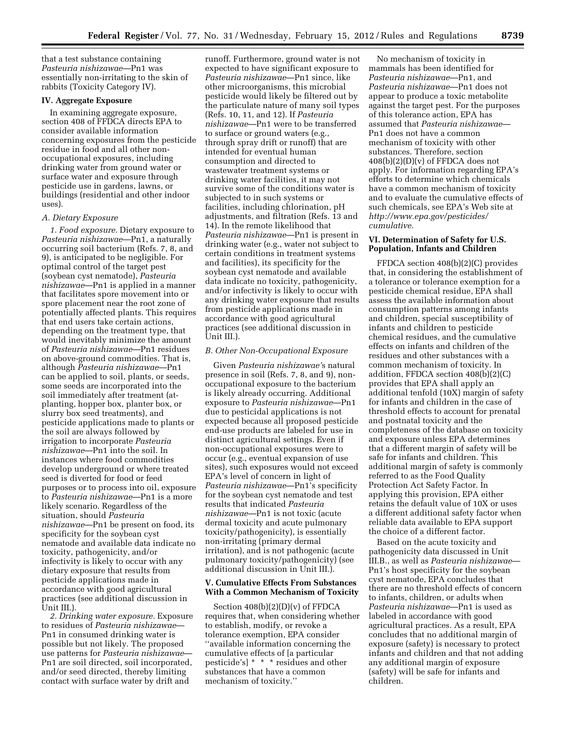that a test substance containing *Pasteuria nishizawae*—Pn1 was essentially non-irritating to the skin of rabbits (Toxicity Category IV).

## IV. Aggregate Exposure

In examining aggregate exposure, section 408 of FFDCA directs EPA to consider available information concerning exposures from the pesticide residue in food and all other non-occupational exposures, including drinking water from ground water or surface water and exposure through pesticide use in gardens, lawns, or buildings (residential and other indoor uses).

### *A. Dietary Exposure*

*1. Food exposure.* Dietary exposure to *Pasteuria nishizawae*—Pn1, a naturally occurring soil bacterium (Refs. 7, 8, and 9), is anticipated to be negligible. For optimal control of the target pest (soybean cyst nematode), *Pasteuria nishizawae*—Pn1 is applied in a manner that facilitates spore movement into or spore placement near the root zone of potentially affected plants. This requires that end users take certain actions, depending on the treatment type, that would inevitably minimize the amount of *Pasteuria nishizawae*—Pn1 residues on above-ground commodities. That is, although *Pasteuria nishizawae*—Pn1 can be applied to soil, plants, or seeds, some seeds are incorporated into the soil immediately after treatment (at-planting, hopper box, planter box, or slurry box seed treatments), and pesticide applications made to plants or the soil are always followed by irrigation to incorporate *Pasteuria nishizawae*—Pn1 into the soil. In instances where food commodities develop underground or where treated seed is diverted for food or feed purposes or to process into oil, exposure to *Pasteuria nishizawae*—Pn1 is a more likely scenario. Regardless of the situation, should *Pasteuria nishizawae*—Pn1 be present on food, its specificity for the soybean cyst nematode and available data indicate no toxicity, pathogenicity, and/or infectivity is likely to occur with any dietary exposure that results from pesticide applications made in accordance with good agricultural practices (see additional discussion in Unit III.).

*2. Drinking water exposure.* Exposure to residues of *Pasteuria nishizawae*—Pn1 in consumed drinking water is possible but not likely. The proposed use patterns for *Pasteuria nishizawae*—Pn1 are soil directed, soil incorporated, and/or seed directed, thereby limiting contact with surface water by drift and runoff. Furthermore, ground water is not expected to have significant exposure to *Pasteuria nishizawae*—Pn1 since, like other microorganisms, this microbial pesticide would likely be filtered out by the particulate nature of many soil types (Refs. 10, 11, and 12). If *Pasteuria nishizawae*—Pn1 were to be transferred to surface or ground waters (e.g., through spray drift or runoff) that are intended for eventual human consumption and directed to wastewater treatment systems or drinking water facilities, it may not survive some of the conditions water is subjected to in such systems or facilities, including chlorination, pH adjustments, and filtration (Refs. 13 and 14). In the remote likelihood that *Pasteuria nishizawae*—Pn1 is present in drinking water (e.g., water not subject to certain conditions in treatment systems and facilities), its specificity for the soybean cyst nematode and available data indicate no toxicity, pathogenicity, and/or infectivity is likely to occur with any drinking water exposure that results from pesticide applications made in accordance with good agricultural practices (see additional discussion in Unit III.).

### *B. Other Non-Occupational Exposure*

Given *Pasteuria nishizawae's* natural presence in soil (Refs. 7, 8, and 9), non-occupational exposure to the bacterium is likely already occurring. Additional exposure to *Pasteuria nishizawae*—Pn1 due to pesticidal applications is not expected because all proposed pesticide end-use products are labeled for use in distinct agricultural settings. Even if non-occupational exposures were to occur (e.g., eventual expansion of use sites), such exposures would not exceed EPA's level of concern in light of *Pasteuria nishizawae*—Pn1's specificity for the soybean cyst nematode and test results that indicated *Pasteuria nishizawae*—Pn1 is not toxic (acute dermal toxicity and acute pulmonary toxicity/pathogenicity), is essentially non-irritating (primary dermal irritation), and is not pathogenic (acute pulmonary toxicity/pathogenicity) (see additional discussion in Unit III.).

## V. Cumulative Effects From Substances With a Common Mechanism of Toxicity

Section 408(b)(2)(D)(v) of FFDCA requires that, when considering whether to establish, modify, or revoke a tolerance exemption, EPA consider "available information concerning the cumulative effects of [a particular pesticide's] * * * residues and other substances that have a common mechanism of toxicity."

No mechanism of toxicity in mammals has been identified for *Pasteuria nishizawae*—Pn1, and *Pasteuria nishizawae*—Pn1 does not appear to produce a toxic metabolite against the target pest. For the purposes of this tolerance action, EPA has assumed that *Pasteuria nishizawae*—Pn1 does not have a common mechanism of toxicity with other substances. Therefore, section 408(b)(2)(D)(v) of FFDCA does not apply. For information regarding EPA's efforts to determine which chemicals have a common mechanism of toxicity and to evaluate the cumulative effects of such chemicals, see EPA's Web site at *http://www.epa.gov/pesticides/cumulative.*

## VI. Determination of Safety for U.S. Population, Infants and Children

FFDCA section 408(b)(2)(C) provides that, in considering the establishment of a tolerance or tolerance exemption for a pesticide chemical residue, EPA shall assess the available information about consumption patterns among infants and children, special susceptibility of infants and children to pesticide chemical residues, and the cumulative effects on infants and children of the residues and other substances with a common mechanism of toxicity. In addition, FFDCA section 408(b)(2)(C) provides that EPA shall apply an additional tenfold (10X) margin of safety for infants and children in the case of threshold effects to account for prenatal and postnatal toxicity and the completeness of the database on toxicity and exposure unless EPA determines that a different margin of safety will be safe for infants and children. This additional margin of safety is commonly referred to as the Food Quality Protection Act Safety Factor. In applying this provision, EPA either retains the default value of 10X or uses a different additional safety factor when reliable data available to EPA support the choice of a different factor.

Based on the acute toxicity and pathogenicity data discussed in Unit III.B., as well as *Pasteuria nishizawae*—Pn1's host specificity for the soybean cyst nematode, EPA concludes that there are no threshold effects of concern to infants, children, or adults when *Pasteuria nishizawae*—Pn1 is used as labeled in accordance with good agricultural practices. As a result, EPA concludes that no additional margin of exposure (safety) is necessary to protect infants and children and that not adding any additional margin of exposure (safety) will be safe for infants and children.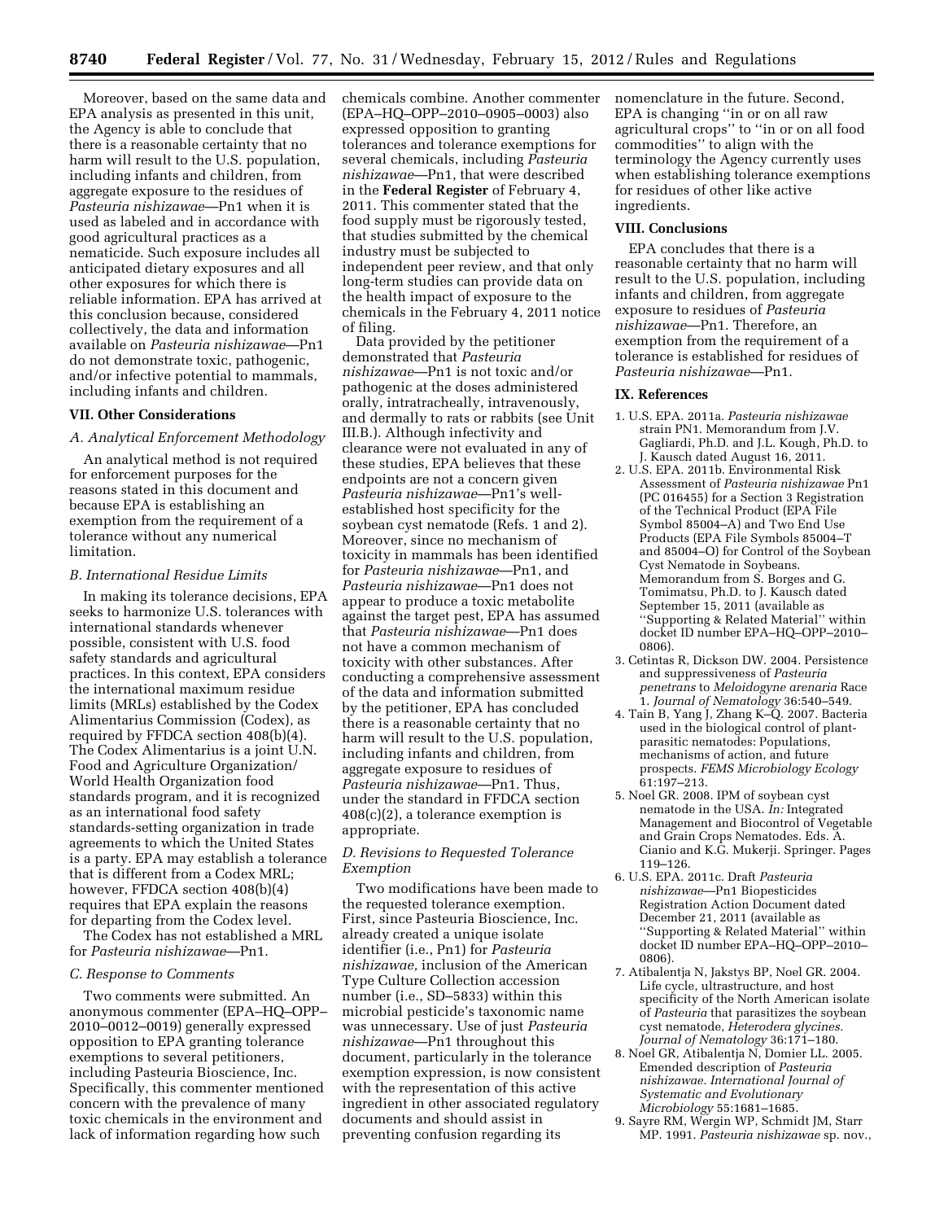Moreover, based on the same data and EPA analysis as presented in this unit, the Agency is able to conclude that there is a reasonable certainty that no harm will result to the U.S. population, including infants and children, from aggregate exposure to the residues of *Pasteuria nishizawae*—Pn1 when it is used as labeled and in accordance with good agricultural practices as a nematicide. Such exposure includes all anticipated dietary exposures and all other exposures for which there is reliable information. EPA has arrived at this conclusion because, considered collectively, the data and information available on *Pasteuria nishizawae*—Pn1 do not demonstrate toxic, pathogenic, and/or infective potential to mammals, including infants and children.

## VII. Other Considerations

### *A. Analytical Enforcement Methodology*

An analytical method is not required for enforcement purposes for the reasons stated in this document and because EPA is establishing an exemption from the requirement of a tolerance without any numerical limitation.

### *B. International Residue Limits*

In making its tolerance decisions, EPA seeks to harmonize U.S. tolerances with international standards whenever possible, consistent with U.S. food safety standards and agricultural practices. In this context, EPA considers the international maximum residue limits (MRLs) established by the Codex Alimentarius Commission (Codex), as required by FFDCA section 408(b)(4). The Codex Alimentarius is a joint U.N. Food and Agriculture Organization/World Health Organization food standards program, and it is recognized as an international food safety standards-setting organization in trade agreements to which the United States is a party. EPA may establish a tolerance that is different from a Codex MRL; however, FFDCA section 408(b)(4) requires that EPA explain the reasons for departing from the Codex level.

The Codex has not established a MRL for *Pasteuria nishizawae*—Pn1.

### *C. Response to Comments*

Two comments were submitted. An anonymous commenter (EPA–HQ–OPP–2010–0012–0019) generally expressed opposition to EPA granting tolerance exemptions to several petitioners, including Pasteuria Bioscience, Inc. Specifically, this commenter mentioned concern with the prevalence of many toxic chemicals in the environment and lack of information regarding how such chemicals combine. Another commenter (EPA–HQ–OPP–2010–0905–0003) also expressed opposition to granting tolerances and tolerance exemptions for several chemicals, including *Pasteuria nishizawae*—Pn1, that were described in the **Federal Register** of February 4, 2011. This commenter stated that the food supply must be rigorously tested, that studies submitted by the chemical industry must be subjected to independent peer review, and that only long-term studies can provide data on the health impact of exposure to the chemicals in the February 4, 2011 notice of filing.

Data provided by the petitioner demonstrated that *Pasteuria nishizawae*—Pn1 is not toxic and/or pathogenic at the doses administered orally, intratracheally, intravenously, and dermally to rats or rabbits (see Unit III.B.). Although infectivity and clearance were not evaluated in any of these studies, EPA believes that these endpoints are not a concern given *Pasteuria nishizawae*—Pn1's well-established host specificity for the soybean cyst nematode (Refs. 1 and 2). Moreover, since no mechanism of toxicity in mammals has been identified for *Pasteuria nishizawae*—Pn1, and *Pasteuria nishizawae*—Pn1 does not appear to produce a toxic metabolite against the target pest, EPA has assumed that *Pasteuria nishizawae*—Pn1 does not have a common mechanism of toxicity with other substances. After conducting a comprehensive assessment of the data and information submitted by the petitioner, EPA has concluded there is a reasonable certainty that no harm will result to the U.S. population, including infants and children, from aggregate exposure to residues of *Pasteuria nishizawae*—Pn1. Thus, under the standard in FFDCA section 408(c)(2), a tolerance exemption is appropriate.

### *D. Revisions to Requested Tolerance Exemption*

Two modifications have been made to the requested tolerance exemption. First, since Pasteuria Bioscience, Inc. already created a unique isolate identifier (i.e., Pn1) for *Pasteuria nishizawae,* inclusion of the American Type Culture Collection accession number (i.e., SD–5833) within this microbial pesticide's taxonomic name was unnecessary. Use of just *Pasteuria nishizawae*—Pn1 throughout this document, particularly in the tolerance exemption expression, is now consistent with the representation of this active ingredient in other associated regulatory documents and should assist in preventing confusion regarding its nomenclature in the future. Second, EPA is changing ''in or on all raw agricultural crops'' to ''in or on all food commodities'' to align with the terminology the Agency currently uses when establishing tolerance exemptions for residues of other like active ingredients.

## VIII. Conclusions

EPA concludes that there is a reasonable certainty that no harm will result to the U.S. population, including infants and children, from aggregate exposure to residues of *Pasteuria nishizawae*—Pn1. Therefore, an exemption from the requirement of a tolerance is established for residues of *Pasteuria nishizawae*—Pn1.

## IX. References

1. U.S. EPA. 2011a. *Pasteuria nishizawae* strain PN1. Memorandum from J.V. Gagliardi, Ph.D. and J.L. Kough, Ph.D. to J. Kausch dated August 16, 2011.
2. U.S. EPA. 2011b. Environmental Risk Assessment of *Pasteuria nishizawae* Pn1 (PC 016455) for a Section 3 Registration of the Technical Product (EPA File Symbol 85004–A) and Two End Use Products (EPA File Symbols 85004–T and 85004–O) for Control of the Soybean Cyst Nematode in Soybeans. Memorandum from S. Borges and G. Tomimatsu, Ph.D. to J. Kausch dated September 15, 2011 (available as ''Supporting & Related Material'' within docket ID number EPA–HQ–OPP–2010–0806).
3. Cetintas R, Dickson DW. 2004. Persistence and suppressiveness of *Pasteuria penetrans* to *Meloidogyne arenaria* Race 1. *Journal of Nematology* 36:540–549.
4. Tain B, Yang J, Zhang K–Q. 2007. Bacteria used in the biological control of plant-parasitic nematodes: Populations, mechanisms of action, and future prospects. *FEMS Microbiology Ecology* 61:197–213.
5. Noel GR. 2008. IPM of soybean cyst nematode in the USA. *In:* Integrated Management and Biocontrol of Vegetable and Grain Crops Nematodes. Eds. A. Cianio and K.G. Mukerji. Springer. Pages 119–126.
6. U.S. EPA. 2011c. Draft *Pasteuria nishizawae*—Pn1 Biopesticides Registration Action Document dated December 21, 2011 (available as ''Supporting & Related Material'' within docket ID number EPA–HQ–OPP–2010–0806).
7. Atibalentja N, Jakstys BP, Noel GR. 2004. Life cycle, ultrastructure, and host specificity of the North American isolate of *Pasteuria* that parasitizes the soybean cyst nematode, *Heterodera glycines. Journal of Nematology* 36:171–180.
8. Noel GR, Atibalentja N, Domier LL. 2005. Emended description of *Pasteuria nishizawae. International Journal of Systematic and Evolutionary Microbiology* 55:1681–1685.
9. Sayre RM, Wergin WP, Schmidt JM, Starr MP. 1991. *Pasteuria nishizawae* sp. nov.,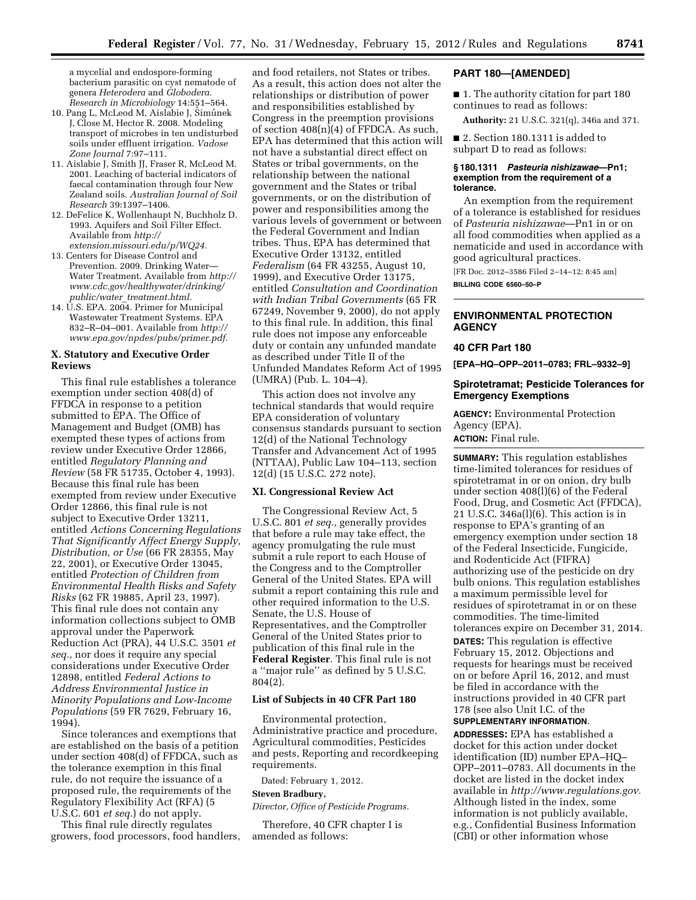a mycelial and endospore-forming bacterium parasitic on cyst nematode of genera *Heterodera* and *Globodera. Research in Microbiology* 14:551–564.

10. Pang L, McLeod M, Aislabie J, Šimůnek J, Close M, Hector R. 2008. Modeling transport of microbes in ten undisturbed soils under effluent irrigation. *Vadose Zone Journal* 7:97–111.
11. Aislabie J, Smith JJ, Fraser R, McLeod M. 2001. Leaching of bacterial indicators of faecal contamination through four New Zealand soils. *Australian Journal of Soil Research* 39:1397–1406.
12. DeFelice K, Wollenhaupt N, Buchholz D. 1993. Aquifers and Soil Filter Effect. Available from *http://extension.missouri.edu/p/WQ24.*
13. Centers for Disease Control and Prevention. 2009. Drinking Water—Water Treatment. Available from *http://www.cdc.gov/healthywater/drinking/public/water_treatment.html.*
14. U.S. EPA. 2004. Primer for Municipal Wastewater Treatment Systems. EPA 832–R–04–001. Available from *http://www.epa.gov/npdes/pubs/primer.pdf.*

### X. Statutory and Executive Order Reviews

This final rule establishes a tolerance exemption under section 408(d) of FFDCA in response to a petition submitted to EPA. The Office of Management and Budget (OMB) has exempted these types of actions from review under Executive Order 12866, entitled *Regulatory Planning and Review* (58 FR 51735, October 4, 1993). Because this final rule has been exempted from review under Executive Order 12866, this final rule is not subject to Executive Order 13211, entitled *Actions Concerning Regulations That Significantly Affect Energy Supply, Distribution, or Use* (66 FR 28355, May 22, 2001), or Executive Order 13045, entitled *Protection of Children from Environmental Health Risks and Safety Risks* (62 FR 19885, April 23, 1997). This final rule does not contain any information collections subject to OMB approval under the Paperwork Reduction Act (PRA), 44 U.S.C. 3501 *et seq.,* nor does it require any special considerations under Executive Order 12898, entitled *Federal Actions to Address Environmental Justice in Minority Populations and Low-Income Populations* (59 FR 7629, February 16, 1994).

Since tolerances and exemptions that are established on the basis of a petition under section 408(d) of FFDCA, such as the tolerance exemption in this final rule, do not require the issuance of a proposed rule, the requirements of the Regulatory Flexibility Act (RFA) (5 U.S.C. 601 *et seq.*) do not apply.

This final rule directly regulates growers, food processors, food handlers, and food retailers, not States or tribes. As a result, this action does not alter the relationships or distribution of power and responsibilities established by Congress in the preemption provisions of section 408(n)(4) of FFDCA. As such, EPA has determined that this action will not have a substantial direct effect on States or tribal governments, on the relationship between the national government and the States or tribal governments, or on the distribution of power and responsibilities among the various levels of government or between the Federal Government and Indian tribes. Thus, EPA has determined that Executive Order 13132, entitled *Federalism* (64 FR 43255, August 10, 1999), and Executive Order 13175, entitled *Consultation and Coordination with Indian Tribal Governments* (65 FR 67249, November 9, 2000), do not apply to this final rule. In addition, this final rule does not impose any enforceable duty or contain any unfunded mandate as described under Title II of the Unfunded Mandates Reform Act of 1995 (UMRA) (Pub. L. 104–4).

This action does not involve any technical standards that would require EPA consideration of voluntary consensus standards pursuant to section 12(d) of the National Technology Transfer and Advancement Act of 1995 (NTTAA), Public Law 104–113, section 12(d) (15 U.S.C. 272 note).

### XI. Congressional Review Act

The Congressional Review Act, 5 U.S.C. 801 *et seq.,* generally provides that before a rule may take effect, the agency promulgating the rule must submit a rule report to each House of the Congress and to the Comptroller General of the United States. EPA will submit a report containing this rule and other required information to the U.S. Senate, the U.S. House of Representatives, and the Comptroller General of the United States prior to publication of this final rule in the **Federal Register**. This final rule is not a ''major rule'' as defined by 5 U.S.C. 804(2).

### List of Subjects in 40 CFR Part 180

Environmental protection, Administrative practice and procedure, Agricultural commodities, Pesticides and pests, Reporting and recordkeeping requirements.

Dated: February 1, 2012.

**Steven Bradbury,**

*Director, Office of Pesticide Programs.*

Therefore, 40 CFR chapter I is amended as follows:

### PART 180—[AMENDED]

■ 1. The authority citation for part 180 continues to read as follows:

**Authority:** 21 U.S.C. 321(q), 346a and 371.

■ 2. Section 180.1311 is added to subpart D to read as follows:

#### § 180.1311 *Pasteuria nishizawae*—Pn1; exemption from the requirement of a tolerance.

An exemption from the requirement of a tolerance is established for residues of *Pasteuria nishizawae*—Pn1 in or on all food commodities when applied as a nematicide and used in accordance with good agricultural practices.

[FR Doc. 2012–3586 Filed 2–14–12; 8:45 am]

**BILLING CODE 6560–50–P**

---

## ENVIRONMENTAL PROTECTION AGENCY

### 40 CFR Part 180

**[EPA–HQ–OPP–2011–0783; FRL–9332–9]**

## Spirotetramat; Pesticide Tolerances for Emergency Exemptions

**AGENCY:** Environmental Protection Agency (EPA).

**ACTION:** Final rule.

**SUMMARY:** This regulation establishes time-limited tolerances for residues of spirotetramat in or on onion, dry bulb under section 408(l)(6) of the Federal Food, Drug, and Cosmetic Act (FFDCA), 21 U.S.C. 346a(l)(6). This action is in response to EPA's granting of an emergency exemption under section 18 of the Federal Insecticide, Fungicide, and Rodenticide Act (FIFRA) authorizing use of the pesticide on dry bulb onions. This regulation establishes a maximum permissible level for residues of spirotetramat in or on these commodities. The time-limited tolerances expire on December 31, 2014.

**DATES:** This regulation is effective February 15, 2012. Objections and requests for hearings must be received on or before April 16, 2012, and must be filed in accordance with the instructions provided in 40 CFR part 178 (see also Unit I.C. of the **SUPPLEMENTARY INFORMATION**.

**ADDRESSES:** EPA has established a docket for this action under docket identification (ID) number EPA–HQ–OPP–2011–0783. All documents in the docket are listed in the docket index available in *http://www.regulations.gov.* Although listed in the index, some information is not publicly available, e.g., Confidential Business Information (CBI) or other information whose